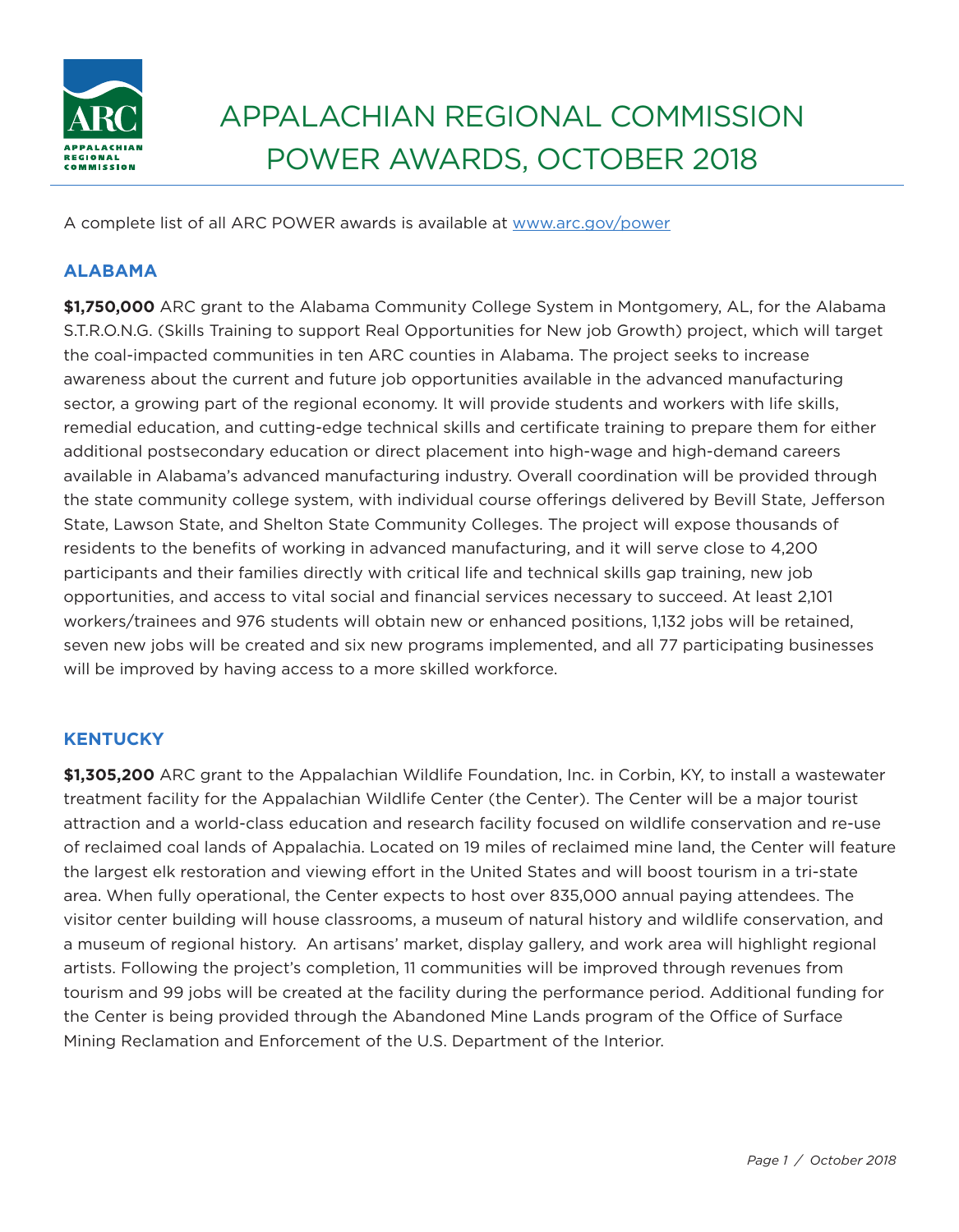# APPALACHIAN REGIONAL COMMISSION POWER AWARDS, OCTOBER 2018

A complete list of all ARC POWER awards is available at [www.arc.gov/power](www.arc.gov/power)

## ALABAMA

**$1,750,000** ARC grant to the Alabama Community College System in Montgomery, AL, for the Alabama S.T.R.O.N.G. (Skills Training to support Real Opportunities for New job Growth) project, which will target the coal-impacted communities in ten ARC counties in Alabama. The project seeks to increase awareness about the current and future job opportunities available in the advanced manufacturing sector, a growing part of the regional economy. It will provide students and workers with life skills, remedial education, and cutting-edge technical skills and certificate training to prepare them for either additional postsecondary education or direct placement into high-wage and high-demand careers available in Alabama's advanced manufacturing industry. Overall coordination will be provided through the state community college system, with individual course offerings delivered by Bevill State, Jefferson State, Lawson State, and Shelton State Community Colleges. The project will expose thousands of residents to the benefits of working in advanced manufacturing, and it will serve close to 4,200 participants and their families directly with critical life and technical skills gap training, new job opportunities, and access to vital social and financial services necessary to succeed. At least 2,101 workers/trainees and 976 students will obtain new or enhanced positions, 1,132 jobs will be retained, seven new jobs will be created and six new programs implemented, and all 77 participating businesses will be improved by having access to a more skilled workforce.

## KENTUCKY

**$1,305,200** ARC grant to the Appalachian Wildlife Foundation, Inc. in Corbin, KY, to install a wastewater treatment facility for the Appalachian Wildlife Center (the Center). The Center will be a major tourist attraction and a world-class education and research facility focused on wildlife conservation and re-use of reclaimed coal lands of Appalachia. Located on 19 miles of reclaimed mine land, the Center will feature the largest elk restoration and viewing effort in the United States and will boost tourism in a tri-state area. When fully operational, the Center expects to host over 835,000 annual paying attendees. The visitor center building will house classrooms, a museum of natural history and wildlife conservation, and a museum of regional history. An artisans' market, display gallery, and work area will highlight regional artists. Following the project's completion, 11 communities will be improved through revenues from tourism and 99 jobs will be created at the facility during the performance period. Additional funding for the Center is being provided through the Abandoned Mine Lands program of the Office of Surface Mining Reclamation and Enforcement of the U.S. Department of the Interior.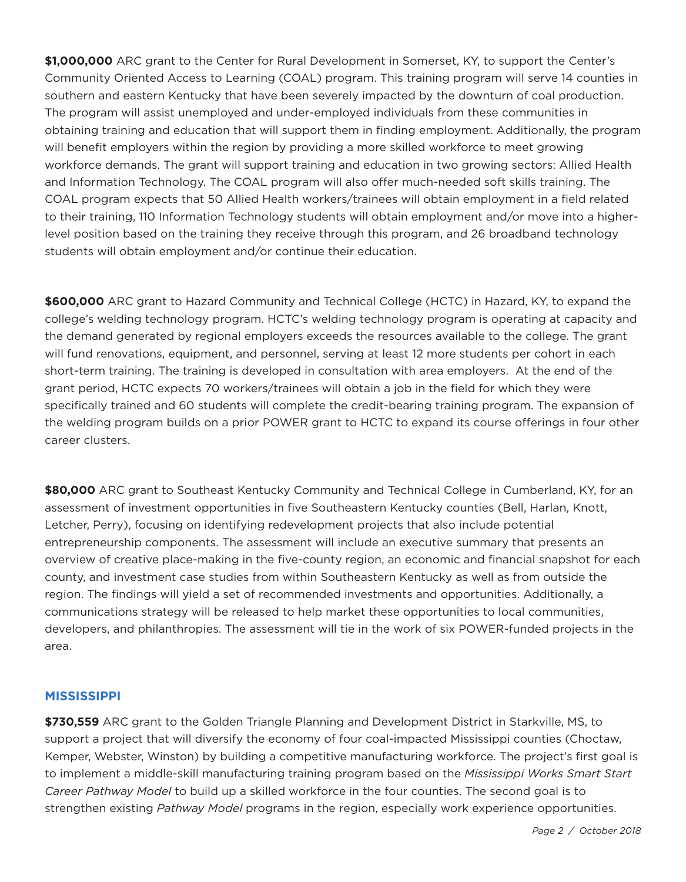**$1,000,000** ARC grant to the Center for Rural Development in Somerset, KY, to support the Center's Community Oriented Access to Learning (COAL) program. This training program will serve 14 counties in southern and eastern Kentucky that have been severely impacted by the downturn of coal production. The program will assist unemployed and under-employed individuals from these communities in obtaining training and education that will support them in finding employment. Additionally, the program will benefit employers within the region by providing a more skilled workforce to meet growing workforce demands. The grant will support training and education in two growing sectors: Allied Health and Information Technology. The COAL program will also offer much-needed soft skills training. The COAL program expects that 50 Allied Health workers/trainees will obtain employment in a field related to their training, 110 Information Technology students will obtain employment and/or move into a higher-level position based on the training they receive through this program, and 26 broadband technology students will obtain employment and/or continue their education.

**$600,000** ARC grant to Hazard Community and Technical College (HCTC) in Hazard, KY, to expand the college's welding technology program. HCTC's welding technology program is operating at capacity and the demand generated by regional employers exceeds the resources available to the college. The grant will fund renovations, equipment, and personnel, serving at least 12 more students per cohort in each short-term training. The training is developed in consultation with area employers. At the end of the grant period, HCTC expects 70 workers/trainees will obtain a job in the field for which they were specifically trained and 60 students will complete the credit-bearing training program. The expansion of the welding program builds on a prior POWER grant to HCTC to expand its course offerings in four other career clusters.

**$80,000** ARC grant to Southeast Kentucky Community and Technical College in Cumberland, KY, for an assessment of investment opportunities in five Southeastern Kentucky counties (Bell, Harlan, Knott, Letcher, Perry), focusing on identifying redevelopment projects that also include potential entrepreneurship components. The assessment will include an executive summary that presents an overview of creative place-making in the five-county region, an economic and financial snapshot for each county, and investment case studies from within Southeastern Kentucky as well as from outside the region. The findings will yield a set of recommended investments and opportunities. Additionally, a communications strategy will be released to help market these opportunities to local communities, developers, and philanthropies. The assessment will tie in the work of six POWER-funded projects in the area.

## MISSISSIPPI

**$730,559** ARC grant to the Golden Triangle Planning and Development District in Starkville, MS, to support a project that will diversify the economy of four coal-impacted Mississippi counties (Choctaw, Kemper, Webster, Winston) by building a competitive manufacturing workforce. The project's first goal is to implement a middle-skill manufacturing training program based on the *Mississippi Works Smart Start Career Pathway Model* to build up a skilled workforce in the four counties. The second goal is to strengthen existing *Pathway Model* programs in the region, especially work experience opportunities.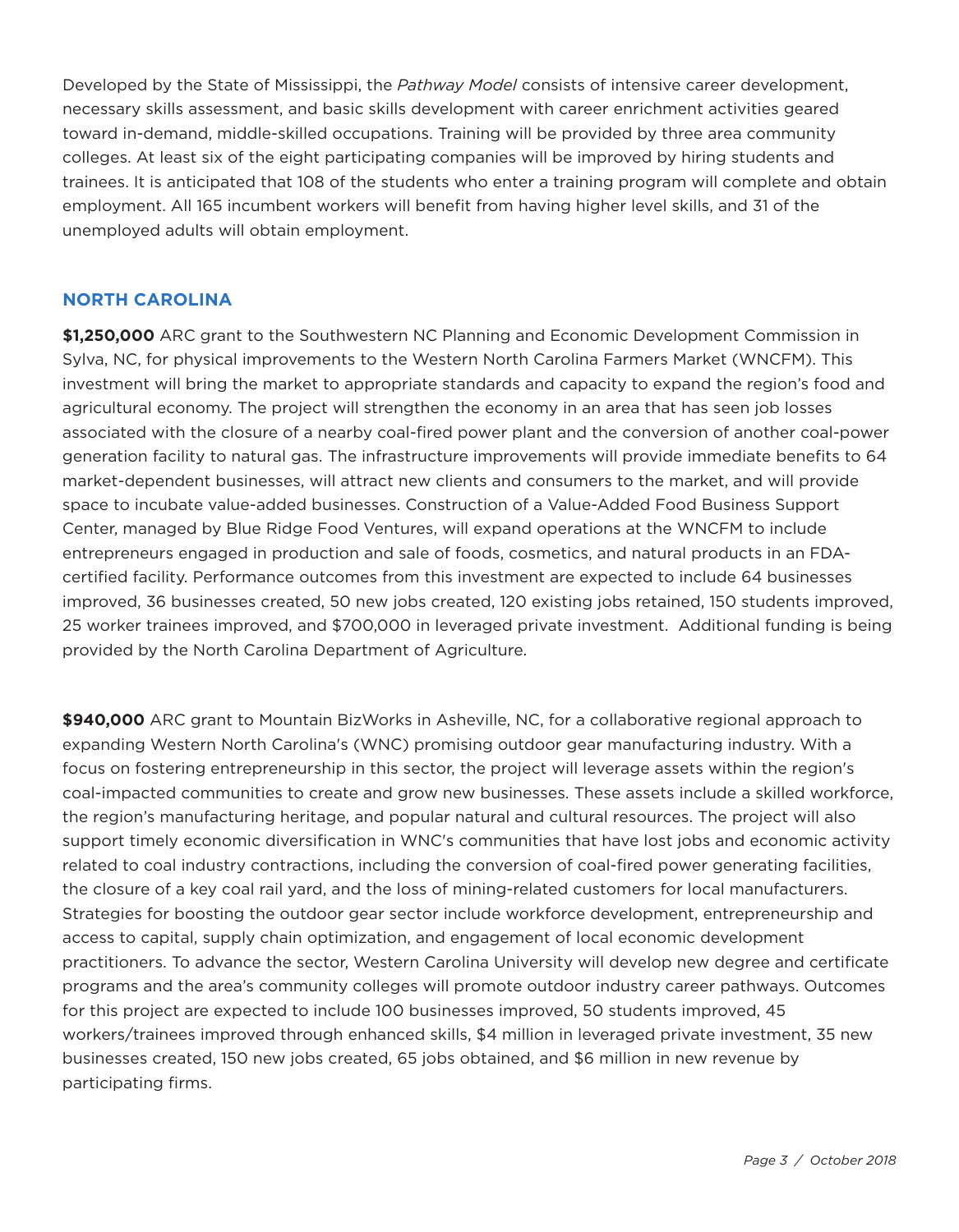Developed by the State of Mississippi, the *Pathway Model* consists of intensive career development, necessary skills assessment, and basic skills development with career enrichment activities geared toward in-demand, middle-skilled occupations. Training will be provided by three area community colleges. At least six of the eight participating companies will be improved by hiring students and trainees. It is anticipated that 108 of the students who enter a training program will complete and obtain employment. All 165 incumbent workers will benefit from having higher level skills, and 31 of the unemployed adults will obtain employment.

## NORTH CAROLINA

**$1,250,000** ARC grant to the Southwestern NC Planning and Economic Development Commission in Sylva, NC, for physical improvements to the Western North Carolina Farmers Market (WNCFM). This investment will bring the market to appropriate standards and capacity to expand the region's food and agricultural economy. The project will strengthen the economy in an area that has seen job losses associated with the closure of a nearby coal-fired power plant and the conversion of another coal-power generation facility to natural gas. The infrastructure improvements will provide immediate benefits to 64 market-dependent businesses, will attract new clients and consumers to the market, and will provide space to incubate value-added businesses. Construction of a Value-Added Food Business Support Center, managed by Blue Ridge Food Ventures, will expand operations at the WNCFM to include entrepreneurs engaged in production and sale of foods, cosmetics, and natural products in an FDA-certified facility. Performance outcomes from this investment are expected to include 64 businesses improved, 36 businesses created, 50 new jobs created, 120 existing jobs retained, 150 students improved, 25 worker trainees improved, and $700,000 in leveraged private investment. Additional funding is being provided by the North Carolina Department of Agriculture.

**$940,000** ARC grant to Mountain BizWorks in Asheville, NC, for a collaborative regional approach to expanding Western North Carolina's (WNC) promising outdoor gear manufacturing industry. With a focus on fostering entrepreneurship in this sector, the project will leverage assets within the region's coal-impacted communities to create and grow new businesses. These assets include a skilled workforce, the region's manufacturing heritage, and popular natural and cultural resources. The project will also support timely economic diversification in WNC's communities that have lost jobs and economic activity related to coal industry contractions, including the conversion of coal-fired power generating facilities, the closure of a key coal rail yard, and the loss of mining-related customers for local manufacturers. Strategies for boosting the outdoor gear sector include workforce development, entrepreneurship and access to capital, supply chain optimization, and engagement of local economic development practitioners. To advance the sector, Western Carolina University will develop new degree and certificate programs and the area's community colleges will promote outdoor industry career pathways. Outcomes for this project are expected to include 100 businesses improved, 50 students improved, 45 workers/trainees improved through enhanced skills, $4 million in leveraged private investment, 35 new businesses created, 150 new jobs created, 65 jobs obtained, and $6 million in new revenue by participating firms.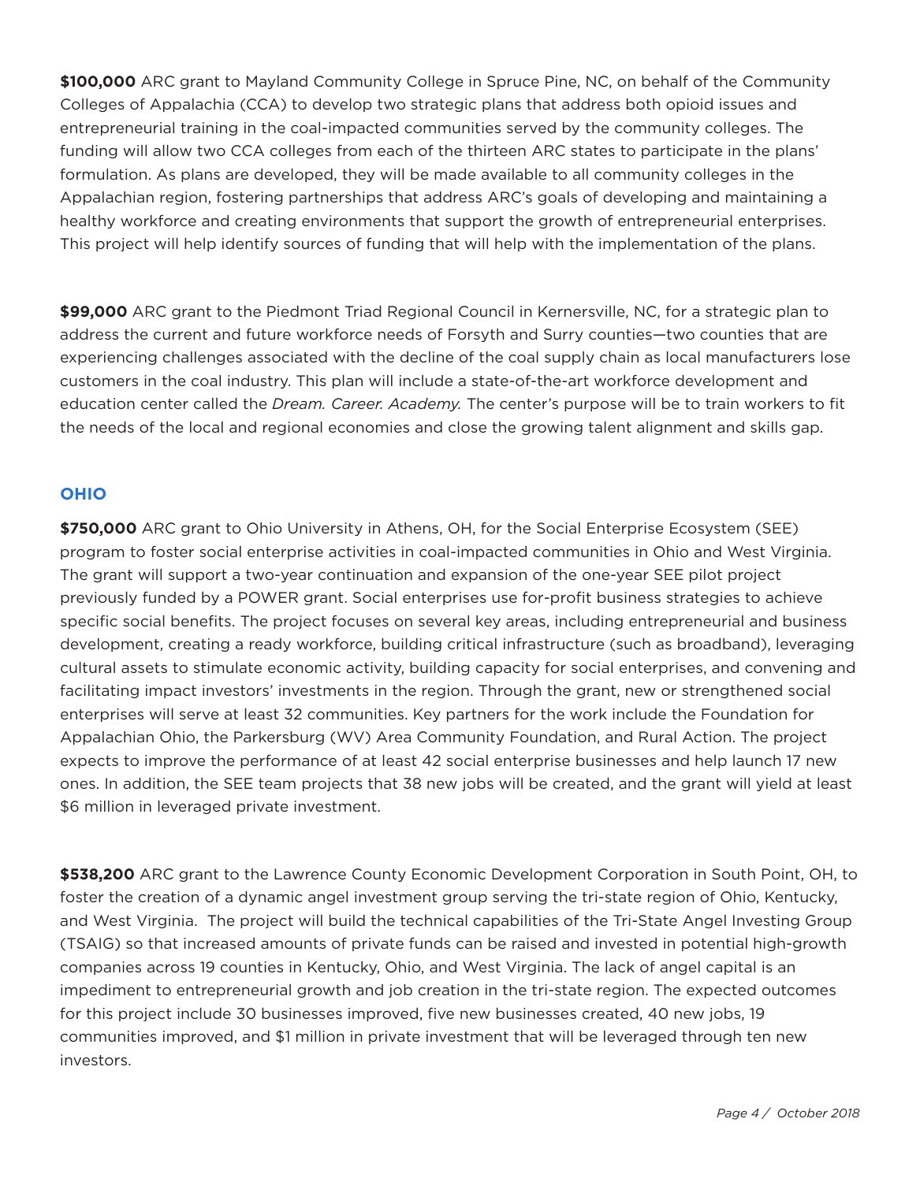**$100,000** ARC grant to Mayland Community College in Spruce Pine, NC, on behalf of the Community Colleges of Appalachia (CCA) to develop two strategic plans that address both opioid issues and entrepreneurial training in the coal-impacted communities served by the community colleges. The funding will allow two CCA colleges from each of the thirteen ARC states to participate in the plans' formulation. As plans are developed, they will be made available to all community colleges in the Appalachian region, fostering partnerships that address ARC's goals of developing and maintaining a healthy workforce and creating environments that support the growth of entrepreneurial enterprises. This project will help identify sources of funding that will help with the implementation of the plans.

**$99,000** ARC grant to the Piedmont Triad Regional Council in Kernersville, NC, for a strategic plan to address the current and future workforce needs of Forsyth and Surry counties—two counties that are experiencing challenges associated with the decline of the coal supply chain as local manufacturers lose customers in the coal industry. This plan will include a state-of-the-art workforce development and education center called the *Dream. Career. Academy.* The center's purpose will be to train workers to fit the needs of the local and regional economies and close the growing talent alignment and skills gap.

## OHIO

**$750,000** ARC grant to Ohio University in Athens, OH, for the Social Enterprise Ecosystem (SEE) program to foster social enterprise activities in coal-impacted communities in Ohio and West Virginia. The grant will support a two-year continuation and expansion of the one-year SEE pilot project previously funded by a POWER grant. Social enterprises use for-profit business strategies to achieve specific social benefits. The project focuses on several key areas, including entrepreneurial and business development, creating a ready workforce, building critical infrastructure (such as broadband), leveraging cultural assets to stimulate economic activity, building capacity for social enterprises, and convening and facilitating impact investors' investments in the region. Through the grant, new or strengthened social enterprises will serve at least 32 communities. Key partners for the work include the Foundation for Appalachian Ohio, the Parkersburg (WV) Area Community Foundation, and Rural Action. The project expects to improve the performance of at least 42 social enterprise businesses and help launch 17 new ones. In addition, the SEE team projects that 38 new jobs will be created, and the grant will yield at least $6 million in leveraged private investment.

**$538,200** ARC grant to the Lawrence County Economic Development Corporation in South Point, OH, to foster the creation of a dynamic angel investment group serving the tri-state region of Ohio, Kentucky, and West Virginia. The project will build the technical capabilities of the Tri-State Angel Investing Group (TSAIG) so that increased amounts of private funds can be raised and invested in potential high-growth companies across 19 counties in Kentucky, Ohio, and West Virginia. The lack of angel capital is an impediment to entrepreneurial growth and job creation in the tri-state region. The expected outcomes for this project include 30 businesses improved, five new businesses created, 40 new jobs, 19 communities improved, and $1 million in private investment that will be leveraged through ten new investors.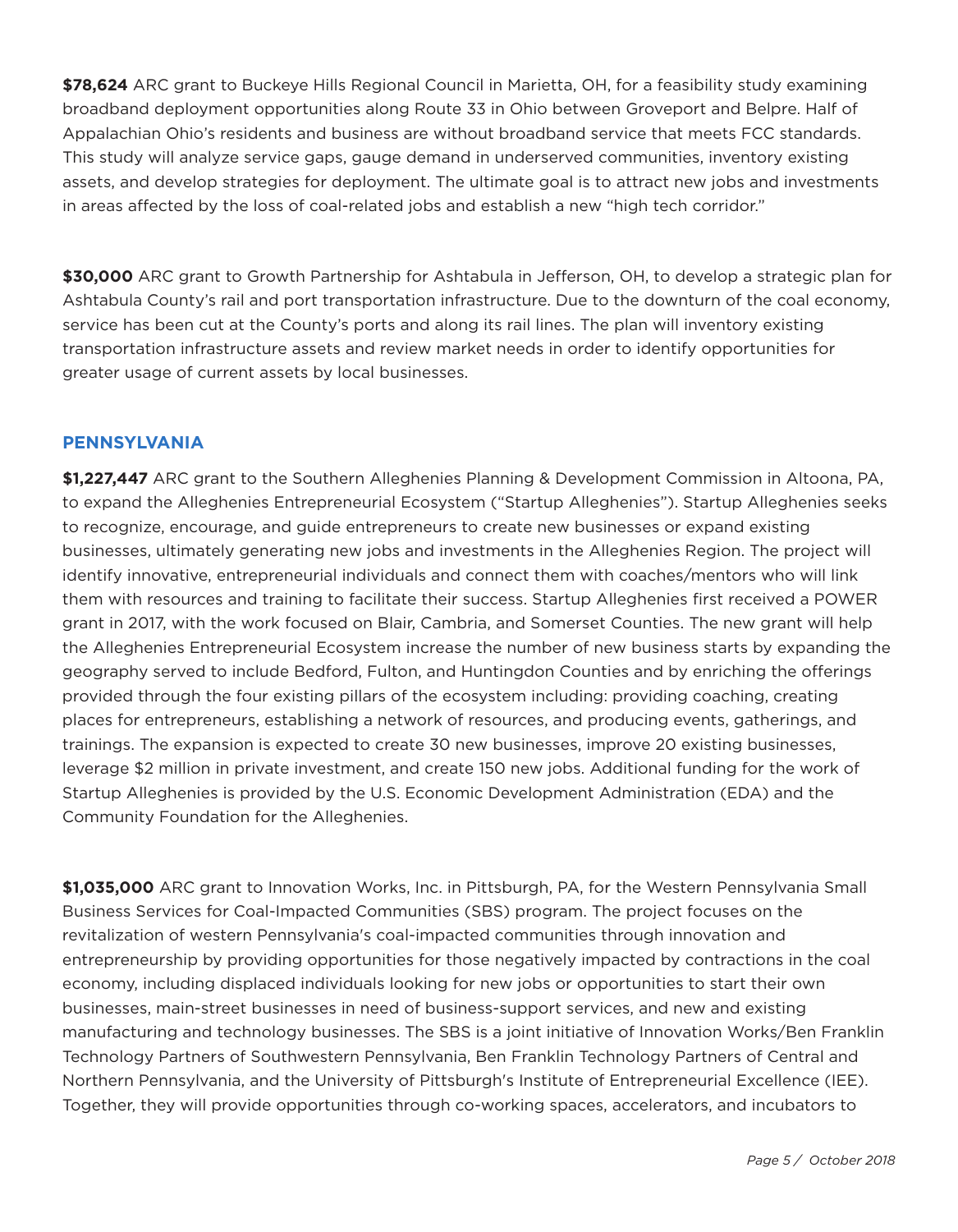**$78,624** ARC grant to Buckeye Hills Regional Council in Marietta, OH, for a feasibility study examining broadband deployment opportunities along Route 33 in Ohio between Groveport and Belpre. Half of Appalachian Ohio's residents and business are without broadband service that meets FCC standards. This study will analyze service gaps, gauge demand in underserved communities, inventory existing assets, and develop strategies for deployment. The ultimate goal is to attract new jobs and investments in areas affected by the loss of coal-related jobs and establish a new "high tech corridor."

**$30,000** ARC grant to Growth Partnership for Ashtabula in Jefferson, OH, to develop a strategic plan for Ashtabula County's rail and port transportation infrastructure. Due to the downturn of the coal economy, service has been cut at the County's ports and along its rail lines. The plan will inventory existing transportation infrastructure assets and review market needs in order to identify opportunities for greater usage of current assets by local businesses.

## PENNSYLVANIA

**$1,227,447** ARC grant to the Southern Alleghenies Planning & Development Commission in Altoona, PA, to expand the Alleghenies Entrepreneurial Ecosystem ("Startup Alleghenies"). Startup Alleghenies seeks to recognize, encourage, and guide entrepreneurs to create new businesses or expand existing businesses, ultimately generating new jobs and investments in the Alleghenies Region. The project will identify innovative, entrepreneurial individuals and connect them with coaches/mentors who will link them with resources and training to facilitate their success. Startup Alleghenies first received a POWER grant in 2017, with the work focused on Blair, Cambria, and Somerset Counties. The new grant will help the Alleghenies Entrepreneurial Ecosystem increase the number of new business starts by expanding the geography served to include Bedford, Fulton, and Huntingdon Counties and by enriching the offerings provided through the four existing pillars of the ecosystem including: providing coaching, creating places for entrepreneurs, establishing a network of resources, and producing events, gatherings, and trainings. The expansion is expected to create 30 new businesses, improve 20 existing businesses, leverage $2 million in private investment, and create 150 new jobs. Additional funding for the work of Startup Alleghenies is provided by the U.S. Economic Development Administration (EDA) and the Community Foundation for the Alleghenies.

**$1,035,000** ARC grant to Innovation Works, Inc. in Pittsburgh, PA, for the Western Pennsylvania Small Business Services for Coal-Impacted Communities (SBS) program. The project focuses on the revitalization of western Pennsylvania's coal-impacted communities through innovation and entrepreneurship by providing opportunities for those negatively impacted by contractions in the coal economy, including displaced individuals looking for new jobs or opportunities to start their own businesses, main-street businesses in need of business-support services, and new and existing manufacturing and technology businesses. The SBS is a joint initiative of Innovation Works/Ben Franklin Technology Partners of Southwestern Pennsylvania, Ben Franklin Technology Partners of Central and Northern Pennsylvania, and the University of Pittsburgh's Institute of Entrepreneurial Excellence (IEE). Together, they will provide opportunities through co-working spaces, accelerators, and incubators to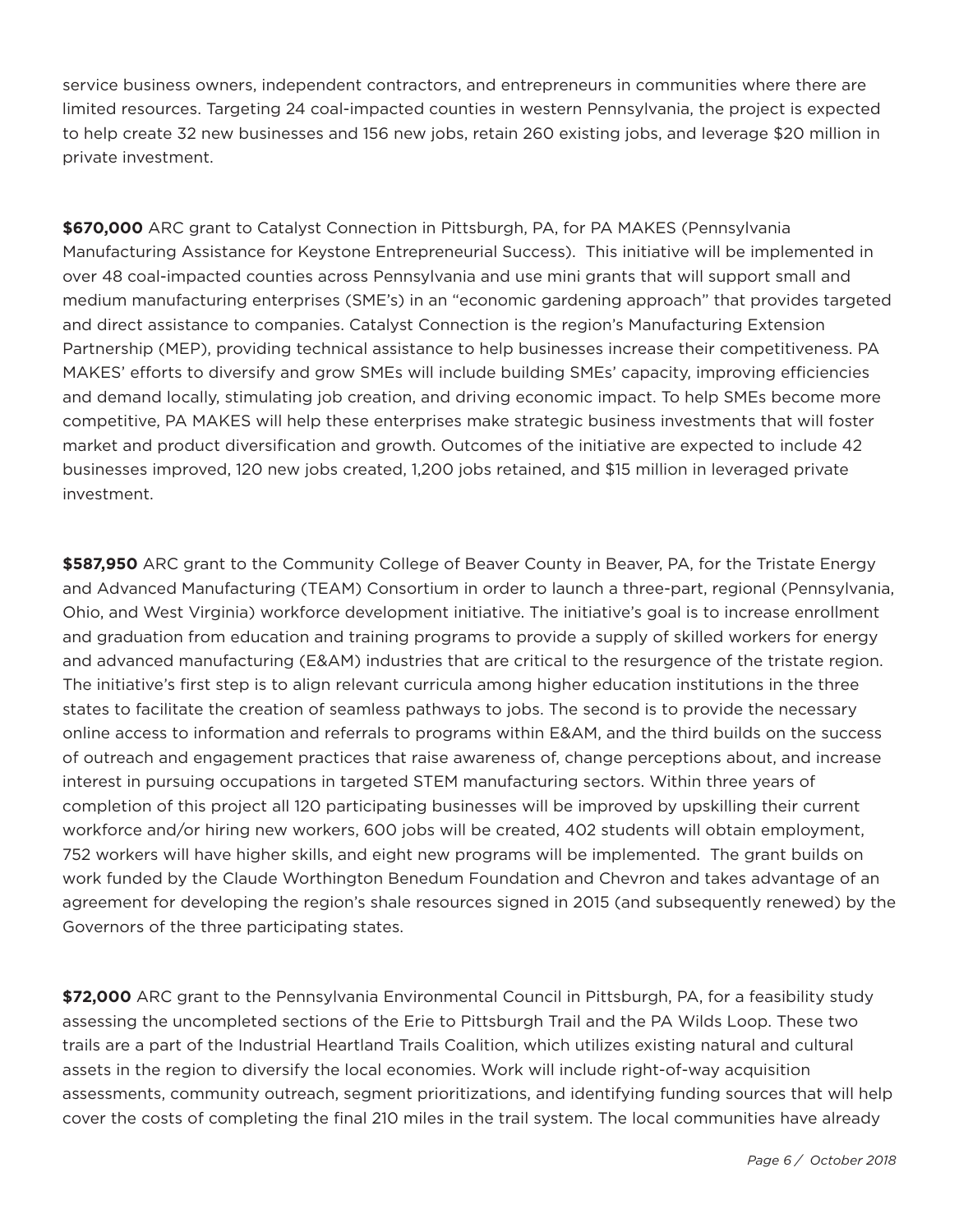service business owners, independent contractors, and entrepreneurs in communities where there are limited resources. Targeting 24 coal-impacted counties in western Pennsylvania, the project is expected to help create 32 new businesses and 156 new jobs, retain 260 existing jobs, and leverage $20 million in private investment.

**$670,000** ARC grant to Catalyst Connection in Pittsburgh, PA, for PA MAKES (Pennsylvania Manufacturing Assistance for Keystone Entrepreneurial Success). This initiative will be implemented in over 48 coal-impacted counties across Pennsylvania and use mini grants that will support small and medium manufacturing enterprises (SME's) in an "economic gardening approach" that provides targeted and direct assistance to companies. Catalyst Connection is the region's Manufacturing Extension Partnership (MEP), providing technical assistance to help businesses increase their competitiveness. PA MAKES' efforts to diversify and grow SMEs will include building SMEs' capacity, improving efficiencies and demand locally, stimulating job creation, and driving economic impact. To help SMEs become more competitive, PA MAKES will help these enterprises make strategic business investments that will foster market and product diversification and growth. Outcomes of the initiative are expected to include 42 businesses improved, 120 new jobs created, 1,200 jobs retained, and $15 million in leveraged private investment.

**$587,950** ARC grant to the Community College of Beaver County in Beaver, PA, for the Tristate Energy and Advanced Manufacturing (TEAM) Consortium in order to launch a three-part, regional (Pennsylvania, Ohio, and West Virginia) workforce development initiative. The initiative's goal is to increase enrollment and graduation from education and training programs to provide a supply of skilled workers for energy and advanced manufacturing (E&AM) industries that are critical to the resurgence of the tristate region. The initiative's first step is to align relevant curricula among higher education institutions in the three states to facilitate the creation of seamless pathways to jobs. The second is to provide the necessary online access to information and referrals to programs within E&AM, and the third builds on the success of outreach and engagement practices that raise awareness of, change perceptions about, and increase interest in pursuing occupations in targeted STEM manufacturing sectors. Within three years of completion of this project all 120 participating businesses will be improved by upskilling their current workforce and/or hiring new workers, 600 jobs will be created, 402 students will obtain employment, 752 workers will have higher skills, and eight new programs will be implemented. The grant builds on work funded by the Claude Worthington Benedum Foundation and Chevron and takes advantage of an agreement for developing the region's shale resources signed in 2015 (and subsequently renewed) by the Governors of the three participating states.

**$72,000** ARC grant to the Pennsylvania Environmental Council in Pittsburgh, PA, for a feasibility study assessing the uncompleted sections of the Erie to Pittsburgh Trail and the PA Wilds Loop. These two trails are a part of the Industrial Heartland Trails Coalition, which utilizes existing natural and cultural assets in the region to diversify the local economies. Work will include right-of-way acquisition assessments, community outreach, segment prioritizations, and identifying funding sources that will help cover the costs of completing the final 210 miles in the trail system. The local communities have already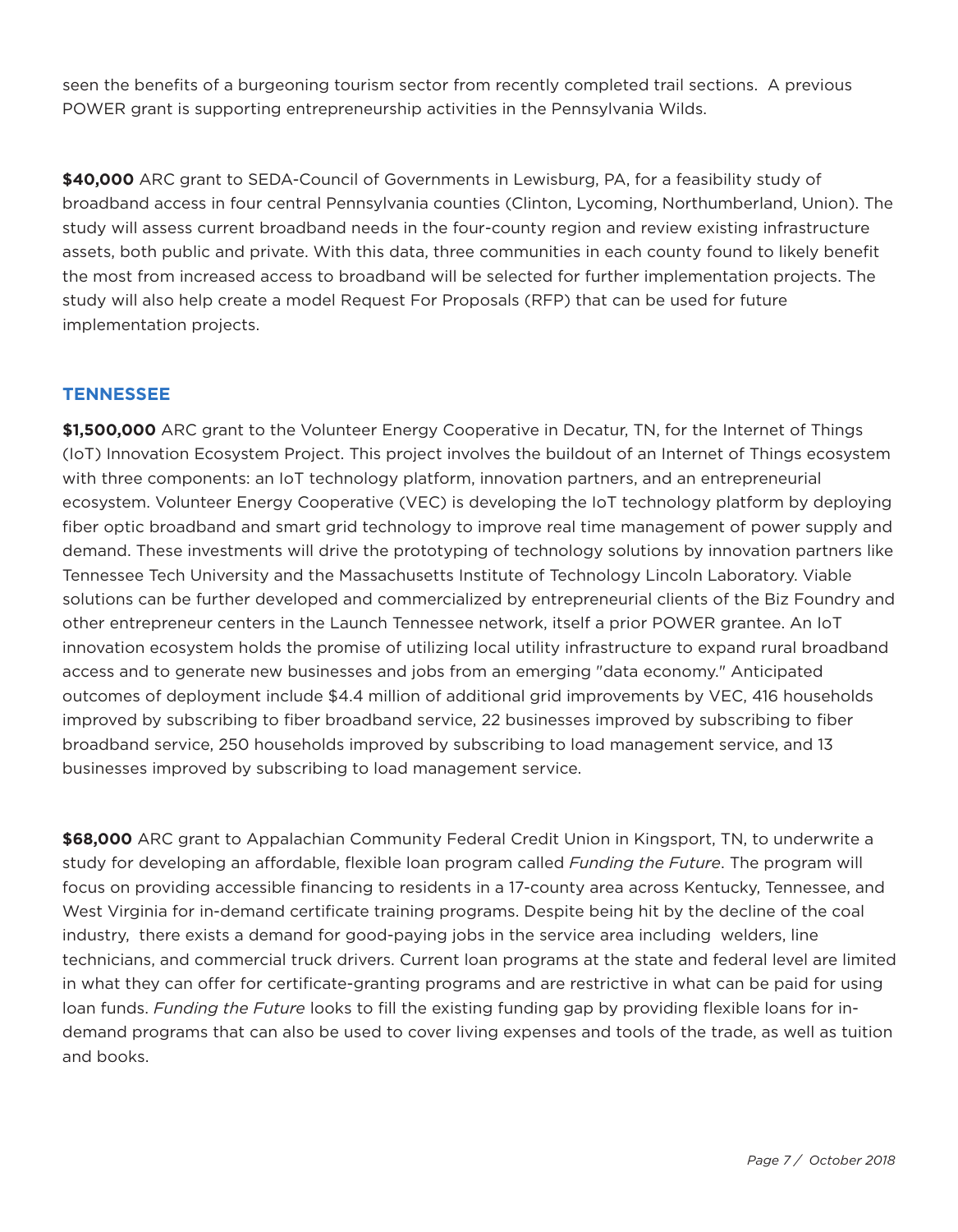seen the benefits of a burgeoning tourism sector from recently completed trail sections. A previous POWER grant is supporting entrepreneurship activities in the Pennsylvania Wilds.

**$40,000** ARC grant to SEDA-Council of Governments in Lewisburg, PA, for a feasibility study of broadband access in four central Pennsylvania counties (Clinton, Lycoming, Northumberland, Union). The study will assess current broadband needs in the four-county region and review existing infrastructure assets, both public and private. With this data, three communities in each county found to likely benefit the most from increased access to broadband will be selected for further implementation projects. The study will also help create a model Request For Proposals (RFP) that can be used for future implementation projects.

## TENNESSEE

**$1,500,000** ARC grant to the Volunteer Energy Cooperative in Decatur, TN, for the Internet of Things (IoT) Innovation Ecosystem Project. This project involves the buildout of an Internet of Things ecosystem with three components: an IoT technology platform, innovation partners, and an entrepreneurial ecosystem. Volunteer Energy Cooperative (VEC) is developing the IoT technology platform by deploying fiber optic broadband and smart grid technology to improve real time management of power supply and demand. These investments will drive the prototyping of technology solutions by innovation partners like Tennessee Tech University and the Massachusetts Institute of Technology Lincoln Laboratory. Viable solutions can be further developed and commercialized by entrepreneurial clients of the Biz Foundry and other entrepreneur centers in the Launch Tennessee network, itself a prior POWER grantee. An IoT innovation ecosystem holds the promise of utilizing local utility infrastructure to expand rural broadband access and to generate new businesses and jobs from an emerging "data economy." Anticipated outcomes of deployment include $4.4 million of additional grid improvements by VEC, 416 households improved by subscribing to fiber broadband service, 22 businesses improved by subscribing to fiber broadband service, 250 households improved by subscribing to load management service, and 13 businesses improved by subscribing to load management service.

**$68,000** ARC grant to Appalachian Community Federal Credit Union in Kingsport, TN, to underwrite a study for developing an affordable, flexible loan program called *Funding the Future*. The program will focus on providing accessible financing to residents in a 17-county area across Kentucky, Tennessee, and West Virginia for in-demand certificate training programs. Despite being hit by the decline of the coal industry, there exists a demand for good-paying jobs in the service area including welders, line technicians, and commercial truck drivers. Current loan programs at the state and federal level are limited in what they can offer for certificate-granting programs and are restrictive in what can be paid for using loan funds. *Funding the Future* looks to fill the existing funding gap by providing flexible loans for in-demand programs that can also be used to cover living expenses and tools of the trade, as well as tuition and books.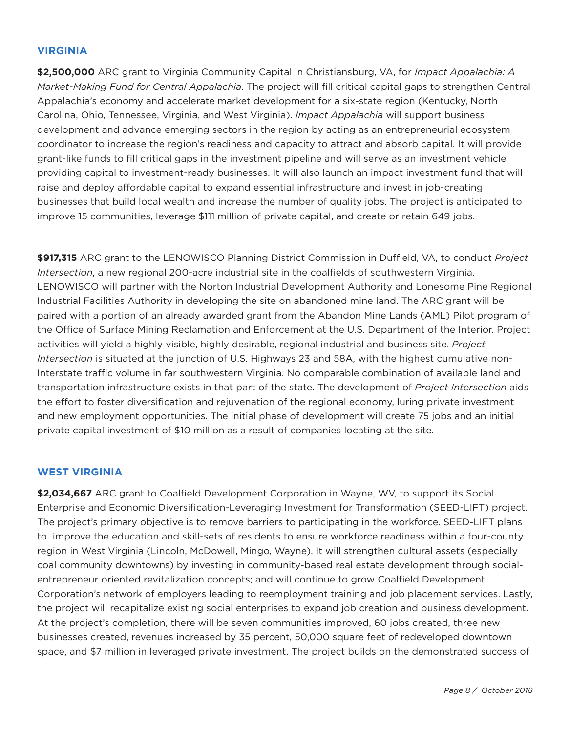## VIRGINIA

**$2,500,000** ARC grant to Virginia Community Capital in Christiansburg, VA, for *Impact Appalachia: A Market-Making Fund for Central Appalachia*. The project will fill critical capital gaps to strengthen Central Appalachia's economy and accelerate market development for a six-state region (Kentucky, North Carolina, Ohio, Tennessee, Virginia, and West Virginia). *Impact Appalachia* will support business development and advance emerging sectors in the region by acting as an entrepreneurial ecosystem coordinator to increase the region's readiness and capacity to attract and absorb capital. It will provide grant-like funds to fill critical gaps in the investment pipeline and will serve as an investment vehicle providing capital to investment-ready businesses. It will also launch an impact investment fund that will raise and deploy affordable capital to expand essential infrastructure and invest in job-creating businesses that build local wealth and increase the number of quality jobs. The project is anticipated to improve 15 communities, leverage $111 million of private capital, and create or retain 649 jobs.

**$917,315** ARC grant to the LENOWISCO Planning District Commission in Duffield, VA, to conduct *Project Intersection*, a new regional 200-acre industrial site in the coalfields of southwestern Virginia. LENOWISCO will partner with the Norton Industrial Development Authority and Lonesome Pine Regional Industrial Facilities Authority in developing the site on abandoned mine land. The ARC grant will be paired with a portion of an already awarded grant from the Abandon Mine Lands (AML) Pilot program of the Office of Surface Mining Reclamation and Enforcement at the U.S. Department of the Interior. Project activities will yield a highly visible, highly desirable, regional industrial and business site. *Project Intersection* is situated at the junction of U.S. Highways 23 and 58A, with the highest cumulative non-Interstate traffic volume in far southwestern Virginia. No comparable combination of available land and transportation infrastructure exists in that part of the state. The development of *Project Intersection* aids the effort to foster diversification and rejuvenation of the regional economy, luring private investment and new employment opportunities. The initial phase of development will create 75 jobs and an initial private capital investment of $10 million as a result of companies locating at the site.

## WEST VIRGINIA

**$2,034,667** ARC grant to Coalfield Development Corporation in Wayne, WV, to support its Social Enterprise and Economic Diversification-Leveraging Investment for Transformation (SEED-LIFT) project. The project's primary objective is to remove barriers to participating in the workforce. SEED-LIFT plans to improve the education and skill-sets of residents to ensure workforce readiness within a four-county region in West Virginia (Lincoln, McDowell, Mingo, Wayne). It will strengthen cultural assets (especially coal community downtowns) by investing in community-based real estate development through social-entrepreneur oriented revitalization concepts; and will continue to grow Coalfield Development Corporation's network of employers leading to reemployment training and job placement services. Lastly, the project will recapitalize existing social enterprises to expand job creation and business development. At the project's completion, there will be seven communities improved, 60 jobs created, three new businesses created, revenues increased by 35 percent, 50,000 square feet of redeveloped downtown space, and $7 million in leveraged private investment. The project builds on the demonstrated success of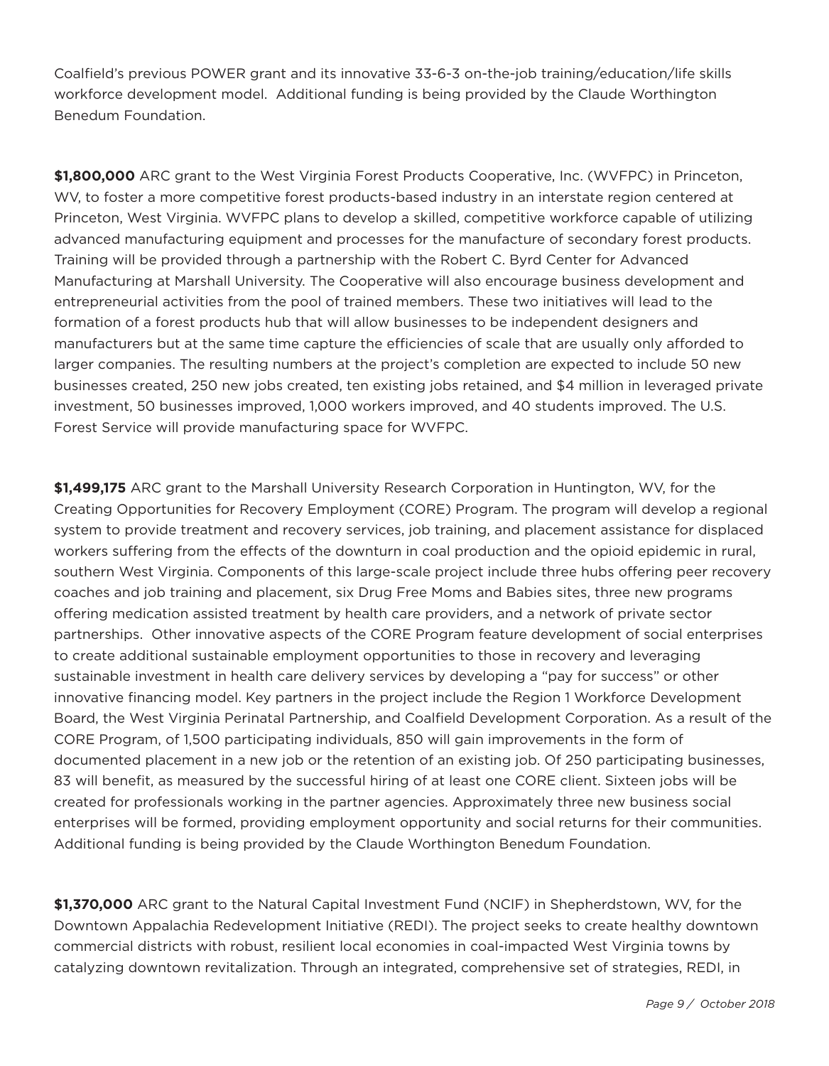Coalfield's previous POWER grant and its innovative 33-6-3 on-the-job training/education/life skills workforce development model. Additional funding is being provided by the Claude Worthington Benedum Foundation.

**$1,800,000** ARC grant to the West Virginia Forest Products Cooperative, Inc. (WVFPC) in Princeton, WV, to foster a more competitive forest products-based industry in an interstate region centered at Princeton, West Virginia. WVFPC plans to develop a skilled, competitive workforce capable of utilizing advanced manufacturing equipment and processes for the manufacture of secondary forest products. Training will be provided through a partnership with the Robert C. Byrd Center for Advanced Manufacturing at Marshall University. The Cooperative will also encourage business development and entrepreneurial activities from the pool of trained members. These two initiatives will lead to the formation of a forest products hub that will allow businesses to be independent designers and manufacturers but at the same time capture the efficiencies of scale that are usually only afforded to larger companies. The resulting numbers at the project's completion are expected to include 50 new businesses created, 250 new jobs created, ten existing jobs retained, and $4 million in leveraged private investment, 50 businesses improved, 1,000 workers improved, and 40 students improved. The U.S. Forest Service will provide manufacturing space for WVFPC.

**$1,499,175** ARC grant to the Marshall University Research Corporation in Huntington, WV, for the Creating Opportunities for Recovery Employment (CORE) Program. The program will develop a regional system to provide treatment and recovery services, job training, and placement assistance for displaced workers suffering from the effects of the downturn in coal production and the opioid epidemic in rural, southern West Virginia. Components of this large-scale project include three hubs offering peer recovery coaches and job training and placement, six Drug Free Moms and Babies sites, three new programs offering medication assisted treatment by health care providers, and a network of private sector partnerships. Other innovative aspects of the CORE Program feature development of social enterprises to create additional sustainable employment opportunities to those in recovery and leveraging sustainable investment in health care delivery services by developing a "pay for success" or other innovative financing model. Key partners in the project include the Region 1 Workforce Development Board, the West Virginia Perinatal Partnership, and Coalfield Development Corporation. As a result of the CORE Program, of 1,500 participating individuals, 850 will gain improvements in the form of documented placement in a new job or the retention of an existing job. Of 250 participating businesses, 83 will benefit, as measured by the successful hiring of at least one CORE client. Sixteen jobs will be created for professionals working in the partner agencies. Approximately three new business social enterprises will be formed, providing employment opportunity and social returns for their communities. Additional funding is being provided by the Claude Worthington Benedum Foundation.

**$1,370,000** ARC grant to the Natural Capital Investment Fund (NCIF) in Shepherdstown, WV, for the Downtown Appalachia Redevelopment Initiative (REDI). The project seeks to create healthy downtown commercial districts with robust, resilient local economies in coal-impacted West Virginia towns by catalyzing downtown revitalization. Through an integrated, comprehensive set of strategies, REDI, in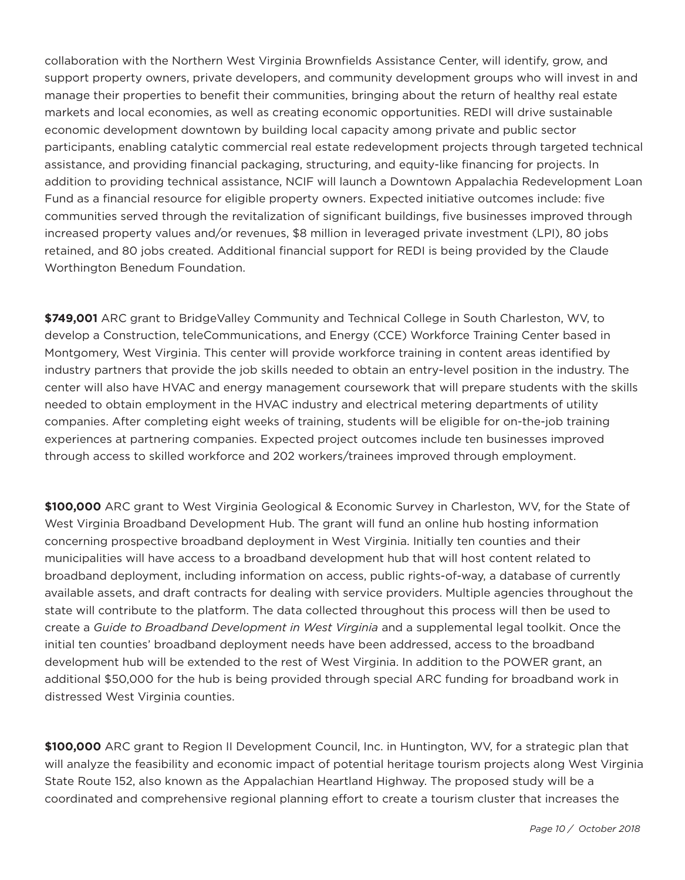collaboration with the Northern West Virginia Brownfields Assistance Center, will identify, grow, and support property owners, private developers, and community development groups who will invest in and manage their properties to benefit their communities, bringing about the return of healthy real estate markets and local economies, as well as creating economic opportunities. REDI will drive sustainable economic development downtown by building local capacity among private and public sector participants, enabling catalytic commercial real estate redevelopment projects through targeted technical assistance, and providing financial packaging, structuring, and equity-like financing for projects. In addition to providing technical assistance, NCIF will launch a Downtown Appalachia Redevelopment Loan Fund as a financial resource for eligible property owners. Expected initiative outcomes include: five communities served through the revitalization of significant buildings, five businesses improved through increased property values and/or revenues, $8 million in leveraged private investment (LPI), 80 jobs retained, and 80 jobs created. Additional financial support for REDI is being provided by the Claude Worthington Benedum Foundation.

**$749,001** ARC grant to BridgeValley Community and Technical College in South Charleston, WV, to develop a Construction, teleCommunications, and Energy (CCE) Workforce Training Center based in Montgomery, West Virginia. This center will provide workforce training in content areas identified by industry partners that provide the job skills needed to obtain an entry-level position in the industry. The center will also have HVAC and energy management coursework that will prepare students with the skills needed to obtain employment in the HVAC industry and electrical metering departments of utility companies. After completing eight weeks of training, students will be eligible for on-the-job training experiences at partnering companies. Expected project outcomes include ten businesses improved through access to skilled workforce and 202 workers/trainees improved through employment.

**$100,000** ARC grant to West Virginia Geological & Economic Survey in Charleston, WV, for the State of West Virginia Broadband Development Hub. The grant will fund an online hub hosting information concerning prospective broadband deployment in West Virginia. Initially ten counties and their municipalities will have access to a broadband development hub that will host content related to broadband deployment, including information on access, public rights-of-way, a database of currently available assets, and draft contracts for dealing with service providers. Multiple agencies throughout the state will contribute to the platform. The data collected throughout this process will then be used to create a *Guide to Broadband Development in West Virginia* and a supplemental legal toolkit. Once the initial ten counties' broadband deployment needs have been addressed, access to the broadband development hub will be extended to the rest of West Virginia. In addition to the POWER grant, an additional $50,000 for the hub is being provided through special ARC funding for broadband work in distressed West Virginia counties.

**$100,000** ARC grant to Region II Development Council, Inc. in Huntington, WV, for a strategic plan that will analyze the feasibility and economic impact of potential heritage tourism projects along West Virginia State Route 152, also known as the Appalachian Heartland Highway. The proposed study will be a coordinated and comprehensive regional planning effort to create a tourism cluster that increases the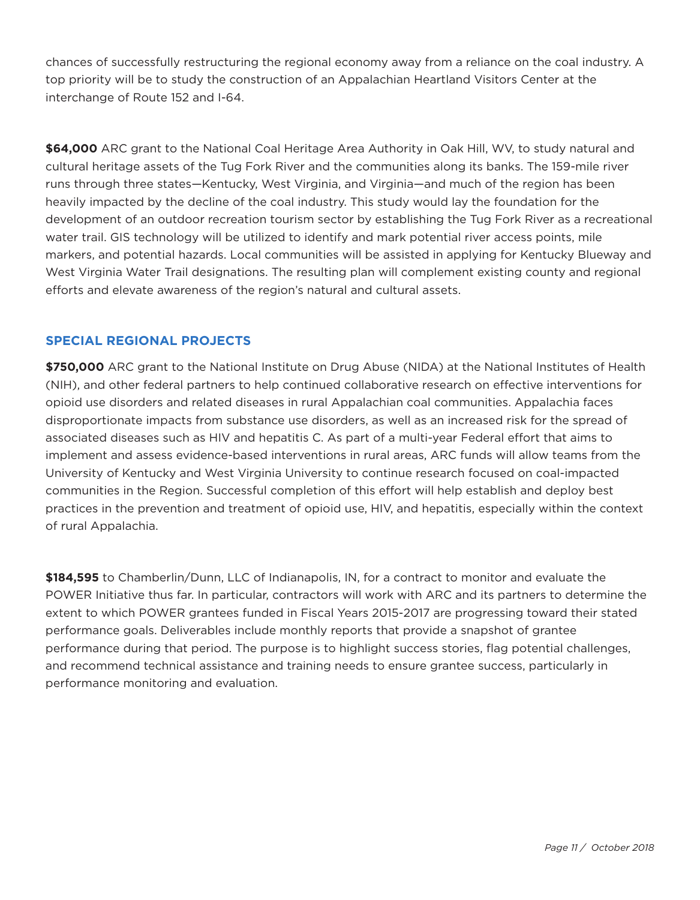chances of successfully restructuring the regional economy away from a reliance on the coal industry. A top priority will be to study the construction of an Appalachian Heartland Visitors Center at the interchange of Route 152 and I-64.

**$64,000** ARC grant to the National Coal Heritage Area Authority in Oak Hill, WV, to study natural and cultural heritage assets of the Tug Fork River and the communities along its banks. The 159-mile river runs through three states—Kentucky, West Virginia, and Virginia—and much of the region has been heavily impacted by the decline of the coal industry. This study would lay the foundation for the development of an outdoor recreation tourism sector by establishing the Tug Fork River as a recreational water trail. GIS technology will be utilized to identify and mark potential river access points, mile markers, and potential hazards. Local communities will be assisted in applying for Kentucky Blueway and West Virginia Water Trail designations. The resulting plan will complement existing county and regional efforts and elevate awareness of the region's natural and cultural assets.

## SPECIAL REGIONAL PROJECTS

**$750,000** ARC grant to the National Institute on Drug Abuse (NIDA) at the National Institutes of Health (NIH), and other federal partners to help continued collaborative research on effective interventions for opioid use disorders and related diseases in rural Appalachian coal communities. Appalachia faces disproportionate impacts from substance use disorders, as well as an increased risk for the spread of associated diseases such as HIV and hepatitis C. As part of a multi-year Federal effort that aims to implement and assess evidence-based interventions in rural areas, ARC funds will allow teams from the University of Kentucky and West Virginia University to continue research focused on coal-impacted communities in the Region. Successful completion of this effort will help establish and deploy best practices in the prevention and treatment of opioid use, HIV, and hepatitis, especially within the context of rural Appalachia.

**$184,595** to Chamberlin/Dunn, LLC of Indianapolis, IN, for a contract to monitor and evaluate the POWER Initiative thus far. In particular, contractors will work with ARC and its partners to determine the extent to which POWER grantees funded in Fiscal Years 2015-2017 are progressing toward their stated performance goals. Deliverables include monthly reports that provide a snapshot of grantee performance during that period. The purpose is to highlight success stories, flag potential challenges, and recommend technical assistance and training needs to ensure grantee success, particularly in performance monitoring and evaluation.